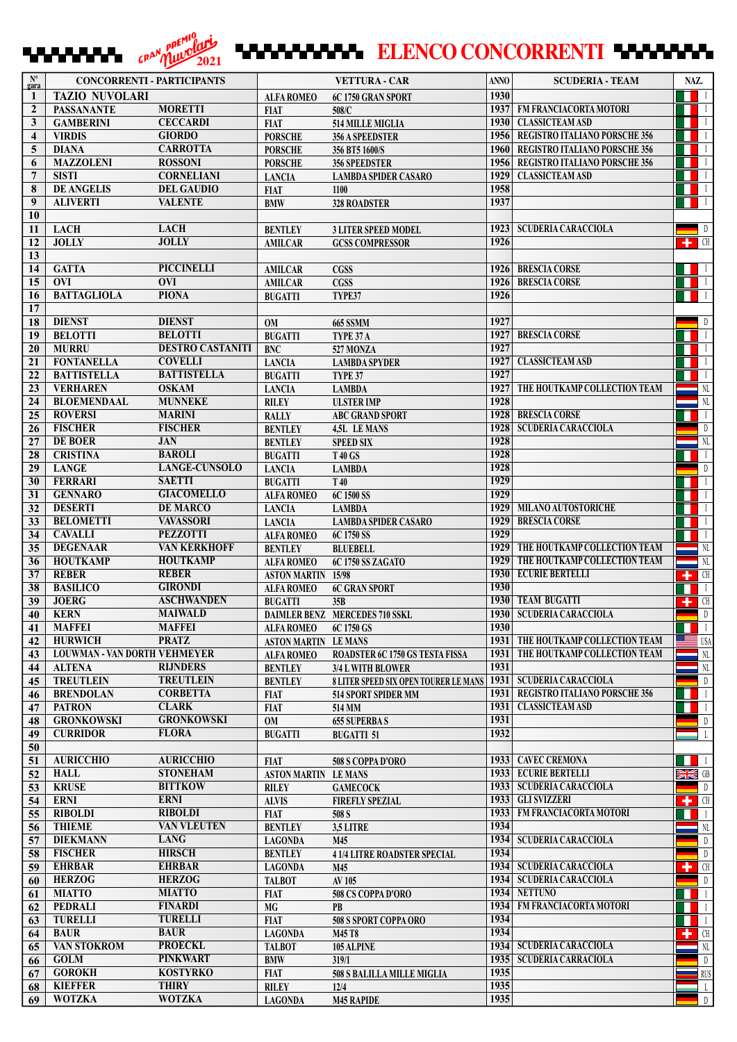# GRAN PREMIO Nuvolari 2021 — ELENCO CONCORRENTI

| N° gara | CONCORRENTI - PARTICIPANTS | | VETTURA - CAR | | ANNO | SCUDERIA - TEAM | NAZ. |
|---|---|---|---|---|---|---|---|
| 1 | TAZIO NUVOLARI | | ALFA ROMEO | 6C 1750 GRAN SPORT | 1930 | | I |
| 2 | PASSANANTE | MORETTI | FIAT | 508/C | 1937 | FM FRANCIACORTA MOTORI | I |
| 3 | GAMBERINI | CECCARDI | FIAT | 514 MILLE MIGLIA | 1930 | CLASSICTEAM ASD | I |
| 4 | VIRDIS | GIORDO | PORSCHE | 356 A SPEEDSTER | 1956 | REGISTRO ITALIANO PORSCHE 356 | I |
| 5 | DIANA | CARROTTA | PORSCHE | 356 BT5 1600/S | 1960 | REGISTRO ITALIANO PORSCHE 356 | I |
| 6 | MAZZOLENI | ROSSONI | PORSCHE | 356 SPEEDSTER | 1956 | REGISTRO ITALIANO PORSCHE 356 | I |
| 7 | SISTI | CORNELIANI | LANCIA | LAMBDA SPIDER CASARO | 1929 | CLASSICTEAM ASD | I |
| 8 | DE ANGELIS | DEL GAUDIO | FIAT | 1100 | 1958 | | I |
| 9 | ALIVERTI | VALENTE | BMW | 328 ROADSTER | 1937 | | I |
| 10 | | | | | | | |
| 11 | LACH | LACH | BENTLEY | 3 LITER SPEED MODEL | 1923 | SCUDERIA CARACCIOLA | D |
| 12 | JOLLY | JOLLY | AMILCAR | GCSS COMPRESSOR | 1926 | | CH |
| 13 | | | | | | | |
| 14 | GATTA | PICCINELLI | AMILCAR | CGSS | 1926 | BRESCIA CORSE | I |
| 15 | OVI | OVI | AMILCAR | CGSS | 1926 | BRESCIA CORSE | I |
| 16 | BATTAGLIOLA | PIONA | BUGATTI | TYPE37 | 1926 | | I |
| 17 | | | | | | | |
| 18 | DIENST | DIENST | OM | 665 SSMM | 1927 | | D |
| 19 | BELOTTI | BELOTTI | BUGATTI | TYPE 37 A | 1927 | BRESCIA CORSE | I |
| 20 | MURRU | DESTRO CASTANITI | BNC | 527 MONZA | 1927 | | I |
| 21 | FONTANELLA | COVELLI | LANCIA | LAMBDA SPYDER | 1927 | CLASSICTEAM ASD | I |
| 22 | BATTISTELLA | BATTISTELLA | BUGATTI | TYPE 37 | 1927 | | I |
| 23 | VERHAREN | OSKAM | LANCIA | LAMBDA | 1927 | THE HOUTKAMP COLLECTION TEAM | NL |
| 24 | BLOEMENDAAL | MUNNEKE | RILEY | ULSTER IMP | 1928 | | NL |
| 25 | ROVERSI | MARINI | RALLY | ABC GRAND SPORT | 1928 | BRESCIA CORSE | I |
| 26 | FISCHER | FISCHER | BENTLEY | 4,5L LE MANS | 1928 | SCUDERIA CARACCIOLA | D |
| 27 | DE BOER | JAN | BENTLEY | SPEED SIX | 1928 | | NL |
| 28 | CRISTINA | BAROLI | BUGATTI | T 40 GS | 1928 | | I |
| 29 | LANGE | LANGE-CUNSOLO | LANCIA | LAMBDA | 1928 | | D |
| 30 | FERRARI | SAETTI | BUGATTI | T 40 | 1929 | | I |
| 31 | GENNARO | GIACOMELLO | ALFA ROMEO | 6C 1500 SS | 1929 | | I |
| 32 | DESERTI | DE MARCO | LANCIA | LAMBDA | 1929 | MILANO AUTOSTORICHE | I |
| 33 | BELOMETTI | VAVASSORI | LANCIA | LAMBDA SPIDER CASARO | 1929 | BRESCIA CORSE | I |
| 34 | CAVALLI | PEZZOTTI | ALFA ROMEO | 6C 1750 SS | 1929 | | I |
| 35 | DEGENAAR | VAN KERKHOFF | BENTLEY | BLUEBELL | 1929 | THE HOUTKAMP COLLECTION TEAM | NL |
| 36 | HOUTKAMP | HOUTKAMP | ALFA ROMEO | 6C 1750 SS ZAGATO | 1929 | THE HOUTKAMP COLLECTION TEAM | NL |
| 37 | REBER | REBER | ASTON MARTIN | 15/98 | 1930 | ECURIE BERTELLI | CH |
| 38 | BASILICO | GIRONDI | ALFA ROMEO | 6C GRAN SPORT | 1930 | | I |
| 39 | JOERG | ASCHWANDEN | BUGATTI | 35B | 1930 | TEAM BUGATTI | CH |
| 40 | KERN | MAIWALD | DAIMLER BENZ | MERCEDES 710 SSKL | 1930 | SCUDERIA CARACCIOLA | D |
| 41 | MAFFEI | MAFFEI | ALFA ROMEO | 6C 1750 GS | 1930 | | I |
| 42 | HURWICH | PRATZ | ASTON MARTIN | LE MANS | 1931 | THE HOUTKAMP COLLECTION TEAM | USA |
| 43 | LOUWMAN - VAN DORTH | VEHMEYER | ALFA ROMEO | ROADSTER 6C 1750 GS TESTA FISSA | 1931 | THE HOUTKAMP COLLECTION TEAM | NL |
| 44 | ALTENA | RIJNDERS | BENTLEY | 3/4 L WITH BLOWER | 1931 | | NL |
| 45 | TREUTLEIN | TREUTLEIN | BENTLEY | 8 LITER SPEED SIX OPEN TOURER LE MANS | 1931 | SCUDERIA CARACCIOLA | D |
| 46 | BRENDOLAN | CORBETTA | FIAT | 514 SPORT SPIDER MM | 1931 | REGISTRO ITALIANO PORSCHE 356 | I |
| 47 | PATRON | CLARK | FIAT | 514 MM | 1931 | CLASSICTEAM ASD | I |
| 48 | GRONKOWSKI | GRONKOWSKI | OM | 655 SUPERBA S | 1931 | | D |
| 49 | CURRIDOR | FLORA | BUGATTI | BUGATTI 51 | 1932 | | L |
| 50 | | | | | | | |
| 51 | AURICCHIO | AURICCHIO | FIAT | 508 S COPPA D'ORO | 1933 | CAVEC CREMONA | I |
| 52 | HALL | STONEHAM | ASTON MARTIN | LE MANS | 1933 | ECURIE BERTELLI | GB |
| 53 | KRUSE | BITTKOW | RILEY | GAMECOCK | 1933 | SCUDERIA CARACCIOLA | D |
| 54 | ERNI | ERNI | ALVIS | FIREFLY SPEZIAL | 1933 | GLI SVIZZERI | CH |
| 55 | RIBOLDI | RIBOLDI | FIAT | 508 S | 1933 | FM FRANCIACORTA MOTORI | I |
| 56 | THIEME | VAN VLEUTEN | BENTLEY | 3,5 LITRE | 1934 | | NL |
| 57 | DIEKMANN | LANG | LAGONDA | M45 | 1934 | SCUDERIA CARACCIOLA | D |
| 58 | FISCHER | HIRSCH | BENTLEY | 4 1/4 LITRE ROADSTER SPECIAL | 1934 | | D |
| 59 | EHRBAR | EHRBAR | LAGONDA | M45 | 1934 | SCUDERIA CARACCIOLA | CH |
| 60 | HERZOG | HERZOG | TALBOT | AV 105 | 1934 | SCUDERIA CARACCIOLA | D |
| 61 | MIATTO | MIATTO | FIAT | 508 CS COPPA D'ORO | 1934 | NETTUNO | I |
| 62 | PEDRALI | FINARDI | MG | PB | 1934 | FM FRANCIACORTA MOTORI | I |
| 63 | TURELLI | TURELLI | FIAT | 508 S SPORT COPPA ORO | 1934 | | I |
| 64 | BAUR | BAUR | LAGONDA | M45 T8 | 1934 | | CH |
| 65 | VAN STOKROM | PROECKL | TALBOT | 105 ALPINE | 1934 | SCUDERIA CARACCIOLA | NL |
| 66 | GOLM | PINKWART | BMW | 319/1 | 1935 | SCUDERIA CARRACIOLA | D |
| 67 | GOROKH | KOSTYRKO | FIAT | 508 S BALILLA MILLE MIGLIA | 1935 | | RUS |
| 68 | KIEFFER | THIRY | RILEY | 12/4 | 1935 | | L |
| 69 | WOTZKA | WOTZKA | LAGONDA | M45 RAPIDE | 1935 | | D |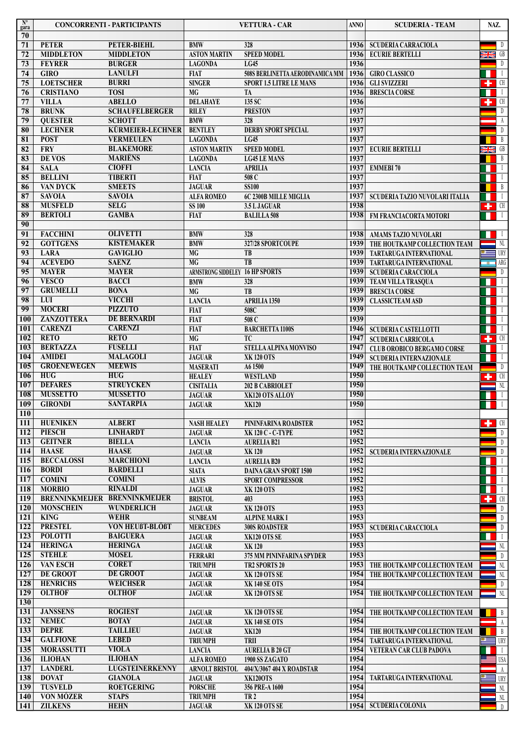| N° gara | CONCORRENTI - PARTICIPANTS | | VETTURA - CAR | | ANNO | SCUDERIA - TEAM | NAZ. |
|---|---|---|---|---|---|---|---|
| 70 | | | | | | | |
| 71 | PETER | PETER-BIEHL | BMW | 328 | 1936 | SCUDERIA CARRACIOLA | D |
| 72 | MIDDLETON | MIDDLETON | ASTON MARTIN | SPEED MODEL | 1936 | ECURIE BERTELLI | GB |
| 73 | FEYRER | BURGER | LAGONDA | LG45 | 1936 | | D |
| 74 | GIRO | LANULFI | FIAT | 508S BERLINETTA AERODINAMICA MM | 1936 | GIRO CLASSICO | I |
| 75 | LOETSCHER | BURRI | SINGER | SPORT 1.5 LITRE LE MANS | 1936 | GLI SVIZZERI | CH |
| 76 | CRISTIANO | TOSI | MG | TA | 1936 | BRESCIA CORSE | I |
| 77 | VILLA | ABELLO | DELAHAYE | 135 SC | 1936 | | CH |
| 78 | BRUNK | SCHAUFELBERGER | RILEY | PRESTON | 1937 | | D |
| 79 | QUESTER | SCHOTT | BMW | 328 | 1937 | | A |
| 80 | LECHNER | KÜRMEIER-LECHNER | BENTLEY | DERBY SPORT SPECIAL | 1937 | | D |
| 81 | POST | VERMEULEN | LAGONDA | LG45 | 1937 | | B |
| 82 | FRY | BLAKEMORE | ASTON MARTIN | SPEED MODEL | 1937 | ECURIE BERTELLI | GB |
| 83 | DE VOS | MARIËNS | LAGONDA | LG45 LE MANS | 1937 | | B |
| 84 | SALA | CIOFFI | LANCIA | APRILIA | 1937 | EMMEBI 70 | I |
| 85 | BELLINI | TIBERTI | FIAT | 508 C | 1937 | | I |
| 86 | VAN DYCK | SMEETS | JAGUAR | SS100 | 1937 | | B |
| 87 | SAVOIA | SAVOIA | ALFA ROMEO | 6C 2300B MILLE MIGLIA | 1937 | SCUDERIA TAZIO NUVOLARI ITALIA | I |
| 88 | MUSFELD | SELG | SS 100 | 3.5 L JAGUAR | 1938 | | CH |
| 89 | BERTOLI | GAMBA | FIAT | BALILLA 508 | 1938 | FM FRANCIACORTA MOTORI | I |
| 90 | | | | | | | |
| 91 | FACCHINI | OLIVETTI | BMW | 328 | 1938 | AMAMS TAZIO NUVOLARI | I |
| 92 | GOTTGENS | KISTEMAKER | BMW | 327/28 SPORTCOUPE | 1939 | THE HOUTKAMP COLLECTION TEAM | NL |
| 93 | LARA | GAVIGLIO | MG | TB | 1939 | TARTARUGA INTERNATIONAL | URY |
| 94 | ACEVEDO | SAENZ | MG | TB | 1939 | TARTARUGA INTERNATIONAL | ARG |
| 95 | MAYER | MAYER | ARMSTRONG SIDDELEY | 16 HP SPORTS | 1939 | SCUDERIA CARACCIOLA | D |
| 96 | VESCO | BACCI | BMW | 328 | 1939 | TEAM VILLA TRASQUA | I |
| 97 | GRUMELLI | BONA | MG | TB | 1939 | BRESCIA CORSE | I |
| 98 | LUI | VICCHI | LANCIA | APRILIA 1350 | 1939 | CLASSICTEAM ASD | I |
| 99 | MOCERI | PIZZUTO | FIAT | 508C | 1939 | | I |
| 100 | ZANZOTTERA | DE BERNARDI | FIAT | 508 C | 1939 | | I |
| 101 | CARENZI | CARENZI | FIAT | BARCHETTA 1100S | 1946 | SCUDERIA CASTELLOTTI | I |
| 102 | RETO | RETO | MG | TC | 1947 | SCUDERIA CARRICOLA | CH |
| 103 | BERTAZZA | FUSELLI | FIAT | STELLA ALPINA MONVISO | 1947 | CLUB OROBICO BERGAMO CORSE | I |
| 104 | AMIDEI | MALAGOLI | JAGUAR | XK 120 OTS | 1949 | SCUDERIA INTERNAZIONALE | I |
| 105 | GROENEWEGEN | MEEWIS | MASERATI | A6 1500 | 1949 | THE HOUTKAMP COLLECTION TEAM | D |
| 106 | HUG | HUG | HEALEY | WESTLAND | 1950 | | CH |
| 107 | DEFARES | STRUYCKEN | CISITALIA | 202 B CABRIOLET | 1950 | | NL |
| 108 | MUSSETTO | MUSSETTO | JAGUAR | XK120 OTS ALLOY | 1950 | | I |
| 109 | GIRONDI | SANTARPIA | JAGUAR | XK120 | 1950 | | I |
| 110 | | | | | | | |
| 111 | HUENIKEN | ALBERT | NASH HEALEY | PININFARINA ROADSTER | 1952 | | CH |
| 112 | PIESCH | LINHARDT | JAGUAR | XK 120 C - C-TYPE | 1952 | | D |
| 113 | GEITNER | BIELLA | LANCIA | AURELIA B21 | 1952 | | D |
| 114 | HAASE | HAASE | JAGUAR | XK 120 | 1952 | SCUDERIA INTERNAZIONALE | D |
| 115 | BECCALOSSI | MARCHIONI | LANCIA | AURELIA B20 | 1952 | | I |
| 116 | BORDI | BARDELLI | SIATA | DAINA GRAN SPORT 1500 | 1952 | | I |
| 117 | COMINI | COMINI | ALVIS | SPORT COMPRESSOR | 1952 | | I |
| 118 | MORBIO | RINALDI | JAGUAR | XK 120 OTS | 1952 | | I |
| 119 | BRENNINKMEIJER | BRENNINKMEIJER | BRISTOL | 403 | 1953 | | CH |
| 120 | MONSCHEIN | WUNDERLICH | JAGUAR | XK 120 OTS | 1953 | | D |
| 121 | KING | WEHR | SUNBEAM | ALPINE MARK I | 1953 | | D |
| 122 | PRESTEL | VON HEUßT-BLÖßT | MERCEDES | 300S ROADSTER | 1953 | SCUDERIA CARACCIOLA | D |
| 123 | POLOTTI | BAIGUERA | JAGUAR | XK120 OTS SE | 1953 | | I |
| 124 | HERINGA | HERINGA | JAGUAR | XK 120 | 1953 | | NL |
| 125 | STEHLE | MOSEL | FERRARI | 375 MM PININFARINA SPYDER | 1953 | | D |
| 126 | VAN ESCH | CORET | TRIUMPH | TR2 SPORTS 20 | 1953 | THE HOUTKAMP COLLECTION TEAM | NL |
| 127 | DE GROOT | DE GROOT | JAGUAR | XK 120 OTS SE | 1954 | THE HOUTKAMP COLLECTION TEAM | NL |
| 128 | HENRICHS | WEICHSER | JAGUAR | XK 140 SE OTS | 1954 | | D |
| 129 | OLTHOF | OLTHOF | JAGUAR | XK 120 OTS SE | 1954 | THE HOUTKAMP COLLECTION TEAM | NL |
| 130 | | | | | | | |
| 131 | JANSSENS | ROGIEST | JAGUAR | XK 120 OTS SE | 1954 | THE HOUTKAMP COLLECTION TEAM | B |
| 132 | NEMEC | BOTAY | JAGUAR | XK 140 SE OTS | 1954 | | A |
| 133 | DEPRE | TAILLIEU | JAGUAR | XK120 | 1954 | THE HOUTKAMP COLLECTION TEAM | B |
| 134 | GALFIONE | LEBED | TRIUMPH | TRII | 1954 | TARTARUGA INTERNATIONAL | URY |
| 135 | MORASSUTTI | VIOLA | LANCIA | AURELIA B 20 GT | 1954 | VETERAN CAR CLUB PADOVA | I |
| 136 | ILIOHAN | ILIOHAN | ALFA ROMEO | 1900 SS ZAGATO | 1954 | | USA |
| 137 | LANDERL | LUGSTEINERKENNY | ARNOLT BRISTOL | 404/X/3067 404 X ROADSTAR | 1954 | | A |
| 138 | DOVAT | GIANOLA | JAGUAR | XK120OTS | 1954 | TARTARUGA INTERNATIONAL | URY |
| 139 | TUSVELD | ROETGERING | PORSCHE | 356 PRE-A 1600 | 1954 | | NL |
| 140 | VON MÖZER | STAPS | TRIUMPH | TR 2 | 1954 | | NL |
| 141 | ZILKENS | HEHN | JAGUAR | XK 120 OTS SE | 1954 | SCUDERIA COLONIA | D |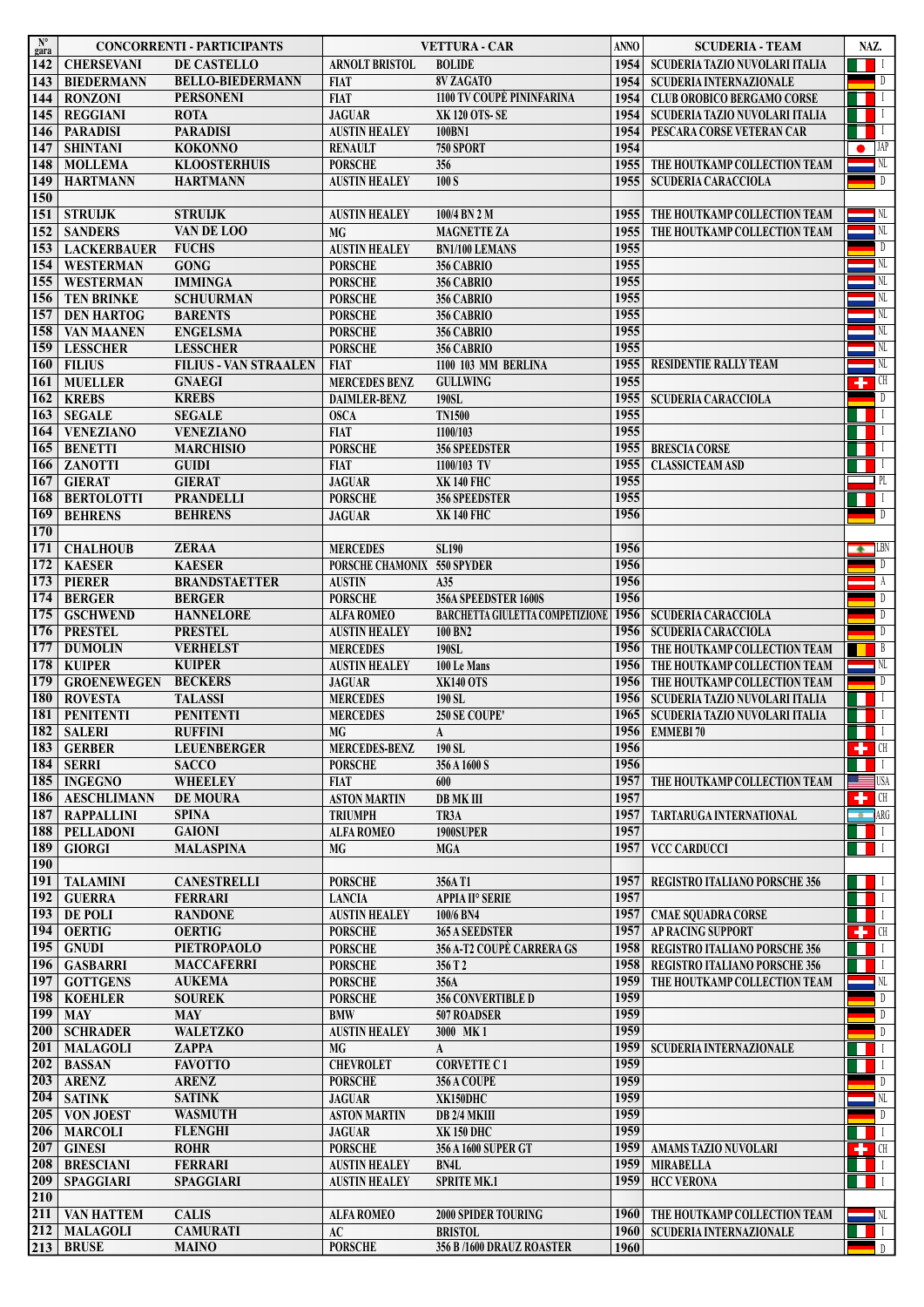| N° gara | CONCORRENTI - PARTICIPANTS | | VETTURA - CAR | | ANNO | SCUDERIA - TEAM | NAZ. |
|---|---|---|---|---|---|---|---|
| 142 | CHERSEVANI | DE CASTELLO | ARNOLT BRISTOL | BOLIDE | 1954 | SCUDERIA TAZIO NUVOLARI ITALIA | I |
| 143 | BIEDERMANN | BELLO-BIEDERMANN | FIAT | 8V ZAGATO | 1954 | SCUDERIA INTERNAZIONALE | D |
| 144 | RONZONI | PERSONENI | FIAT | 1100 TV COUPÈ PININFARINA | 1954 | CLUB OROBICO BERGAMO CORSE | I |
| 145 | REGGIANI | ROTA | JAGUAR | XK 120 OTS- SE | 1954 | SCUDERIA TAZIO NUVOLARI ITALIA | I |
| 146 | PARADISI | PARADISI | AUSTIN HEALEY | 100BN1 | 1954 | PESCARA CORSE VETERAN CAR | I |
| 147 | SHINTANI | KOKONNO | RENAULT | 750 SPORT | 1954 | | JAP |
| 148 | MOLLEMA | KLOOSTERHUIS | PORSCHE | 356 | 1955 | THE HOUTKAMP COLLECTION TEAM | NL |
| 149 | HARTMANN | HARTMANN | AUSTIN HEALEY | 100 S | 1955 | SCUDERIA CARACCIOLA | D |
| 150 | | | | | | | |
| 151 | STRUIJK | STRUIJK | AUSTIN HEALEY | 100/4 BN 2 M | 1955 | THE HOUTKAMP COLLECTION TEAM | NL |
| 152 | SANDERS | VAN DE LOO | MG | MAGNETTE ZA | 1955 | THE HOUTKAMP COLLECTION TEAM | NL |
| 153 | LACKERBAUER | FUCHS | AUSTIN HEALEY | BN1/100 LEMANS | 1955 | | D |
| 154 | WESTERMAN | GONG | PORSCHE | 356 CABRIO | 1955 | | NL |
| 155 | WESTERMAN | IMMINGA | PORSCHE | 356 CABRIO | 1955 | | NL |
| 156 | TEN BRINKE | SCHUURMAN | PORSCHE | 356 CABRIO | 1955 | | NL |
| 157 | DEN HARTOG | BARENTS | PORSCHE | 356 CABRIO | 1955 | | NL |
| 158 | VAN MAANEN | ENGELSMA | PORSCHE | 356 CABRIO | 1955 | | NL |
| 159 | LESSCHER | LESSCHER | PORSCHE | 356 CABRIO | 1955 | | NL |
| 160 | FILIUS | FILIUS - VAN STRAALEN | FIAT | 1100 103 MM BERLINA | 1955 | RESIDENTIE RALLY TEAM | NL |
| 161 | MUELLER | GNAEGI | MERCEDES BENZ | GULLWING | 1955 | | CH |
| 162 | KREBS | KREBS | DAIMLER-BENZ | 190SL | 1955 | SCUDERIA CARACCIOLA | D |
| 163 | SEGALE | SEGALE | OSCA | TN1500 | 1955 | | I |
| 164 | VENEZIANO | VENEZIANO | FIAT | 1100/103 | 1955 | | I |
| 165 | BENETTI | MARCHISIO | PORSCHE | 356 SPEEDSTER | 1955 | BRESCIA CORSE | I |
| 166 | ZANOTTI | GUIDI | FIAT | 1100/103 TV | 1955 | CLASSICTEAM ASD | I |
| 167 | GIERAT | GIERAT | JAGUAR | XK 140 FHC | 1955 | | PL |
| 168 | BERTOLOTTI | PRANDELLI | PORSCHE | 356 SPEEDSTER | 1955 | | I |
| 169 | BEHRENS | BEHRENS | JAGUAR | XK 140 FHC | 1956 | | D |
| 170 | | | | | | | |
| 171 | CHALHOUB | ZERAA | MERCEDES | SL190 | 1956 | | LBN |
| 172 | KAESER | KAESER | PORSCHE CHAMONIX | 550 SPYDER | 1956 | | D |
| 173 | PIERER | BRANDSTAETTER | AUSTIN | A35 | 1956 | | A |
| 174 | BERGER | BERGER | PORSCHE | 356A SPEEDSTER 1600S | 1956 | | D |
| 175 | GSCHWEND | HANNELORE | ALFA ROMEO | BARCHETTA GIULETTA COMPETIZIONE | 1956 | SCUDERIA CARACCIOLA | D |
| 176 | PRESTEL | PRESTEL | AUSTIN HEALEY | 100 BN2 | 1956 | SCUDERIA CARACCIOLA | D |
| 177 | DUMOLIN | VERHELST | MERCEDES | 190SL | 1956 | THE HOUTKAMP COLLECTION TEAM | B |
| 178 | KUIPER | KUIPER | AUSTIN HEALEY | 100 Le Mans | 1956 | THE HOUTKAMP COLLECTION TEAM | NL |
| 179 | GROENEWEGEN | BECKERS | JAGUAR | XK140 OTS | 1956 | THE HOUTKAMP COLLECTION TEAM | D |
| 180 | ROVESTA | TALASSI | MERCEDES | 190 SL | 1956 | SCUDERIA TAZIO NUVOLARI ITALIA | I |
| 181 | PENITENTI | PENITENTI | MERCEDES | 250 SE COUPE' | 1965 | SCUDERIA TAZIO NUVOLARI ITALIA | I |
| 182 | SALERI | RUFFINI | MG | A | 1956 | EMMEBI 70 | I |
| 183 | GERBER | LEUENBERGER | MERCEDES-BENZ | 190 SL | 1956 | | CH |
| 184 | SERRI | SACCO | PORSCHE | 356 A 1600 S | 1956 | | I |
| 185 | INGEGNO | WHEELEY | FIAT | 600 | 1957 | THE HOUTKAMP COLLECTION TEAM | USA |
| 186 | AESCHLIMANN | DE MOURA | ASTON MARTIN | DB MK III | 1957 | | CH |
| 187 | RAPPALLINI | SPINA | TRIUMPH | TR3A | 1957 | TARTARUGA INTERNATIONAL | ARG |
| 188 | PELLADONI | GAIONI | ALFA ROMEO | 1900SUPER | 1957 | | I |
| 189 | GIORGI | MALASPINA | MG | MGA | 1957 | VCC CARDUCCI | I |
| 190 | | | | | | | |
| 191 | TALAMINI | CANESTRELLI | PORSCHE | 356A T1 | 1957 | REGISTRO ITALIANO PORSCHE 356 | I |
| 192 | GUERRA | FERRARI | LANCIA | APPIA II° SERIE | 1957 | | I |
| 193 | DE POLI | RANDONE | AUSTIN HEALEY | 100/6 BN4 | 1957 | CMAE SQUADRA CORSE | I |
| 194 | OERTIG | OERTIG | PORSCHE | 365 A SEEDSTER | 1957 | AP RACING SUPPORT | CH |
| 195 | GNUDI | PIETROPAOLO | PORSCHE | 356 A-T2 COUPÈ CARRERA GS | 1958 | REGISTRO ITALIANO PORSCHE 356 | I |
| 196 | GASBARRI | MACCAFERRI | PORSCHE | 356 T 2 | 1958 | REGISTRO ITALIANO PORSCHE 356 | I |
| 197 | GOTTGENS | AUKEMA | PORSCHE | 356A | 1959 | THE HOUTKAMP COLLECTION TEAM | NL |
| 198 | KOEHLER | SOUREK | PORSCHE | 356 CONVERTIBLE D | 1959 | | D |
| 199 | MAY | MAY | BMW | 507 ROADSER | 1959 | | D |
| 200 | SCHRADER | WALETZKO | AUSTIN HEALEY | 3000 MK 1 | 1959 | | D |
| 201 | MALAGOLI | ZAPPA | MG | A | 1959 | SCUDERIA INTERNAZIONALE | I |
| 202 | BASSAN | FAVOTTO | CHEVROLET | CORVETTE C 1 | 1959 | | I |
| 203 | ARENZ | ARENZ | PORSCHE | 356 A COUPE | 1959 | | D |
| 204 | SATINK | SATINK | JAGUAR | XK150DHC | 1959 | | NL |
| 205 | VON JOEST | WASMUTH | ASTON MARTIN | DB 2/4 MKIII | 1959 | | D |
| 206 | MARCOLI | FLENGHI | JAGUAR | XK 150 DHC | 1959 | | I |
| 207 | GINESI | ROHR | PORSCHE | 356 A 1600 SUPER GT | 1959 | AMAMS TAZIO NUVOLARI | CH |
| 208 | BRESCIANI | FERRARI | AUSTIN HEALEY | BN4L | 1959 | MIRABELLA | I |
| 209 | SPAGGIARI | SPAGGIARI | AUSTIN HEALEY | SPRITE MK.1 | 1959 | HCC VERONA | I |
| 210 | | | | | | | |
| 211 | VAN HATTEM | CALIS | ALFA ROMEO | 2000 SPIDER TOURING | 1960 | THE HOUTKAMP COLLECTION TEAM | NL |
| 212 | MALAGOLI | CAMURATI | AC | BRISTOL | 1960 | SCUDERIA INTERNAZIONALE | I |
| 213 | BRUSE | MAINO | PORSCHE | 356 B /1600 DRAUZ ROASTER | 1960 | | D |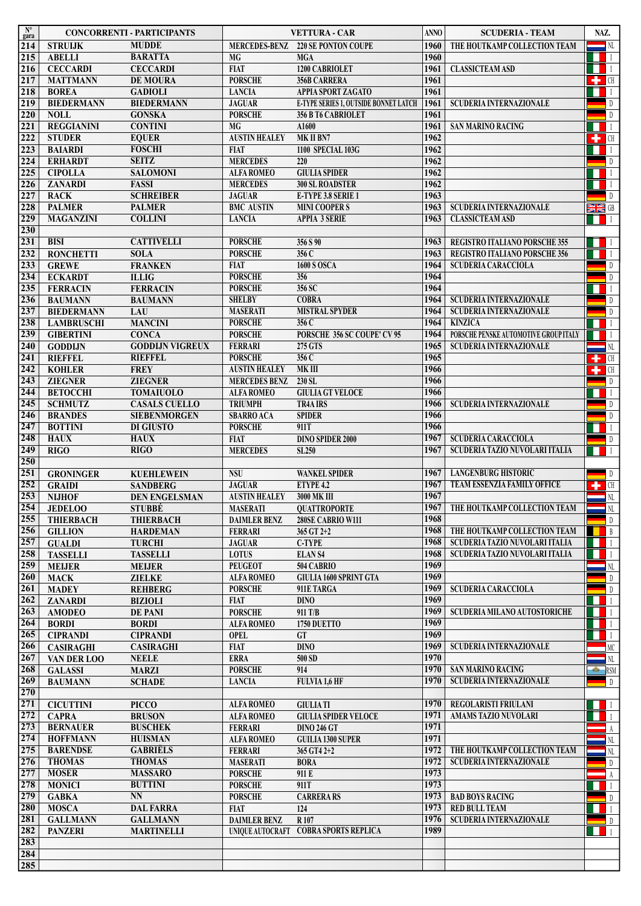| N° gara | CONCORRENTI - PARTICIPANTS | | VETTURA - CAR | | ANNO | SCUDERIA - TEAM | NAZ. |
|---|---|---|---|---|---|---|---|
| 214 | STRUIJK | MUDDE | MERCEDES-BENZ | 220 SE PONTON COUPE | 1960 | THE HOUTKAMP COLLECTION TEAM | NL |
| 215 | ABELLI | BARATTA | MG | MGA | 1960 | | I |
| 216 | CECCARDI | CECCARDI | FIAT | 1200 CABRIOLET | 1961 | CLASSICTEAM ASD | I |
| 217 | MATTMANN | DE MOURA | PORSCHE | 356B CARRERA | 1961 | | CH |
| 218 | BOREA | GADIOLI | LANCIA | APPIA SPORT ZAGATO | 1961 | | I |
| 219 | BIEDERMANN | BIEDERMANN | JAGUAR | E-TYPE SERIES 1, OUTSIDE BONNET LATCH | 1961 | SCUDERIA INTERNAZIONALE | D |
| 220 | NOLL | GONSKA | PORSCHE | 356 B T6 CABRIOLET | 1961 | | D |
| 221 | REGGIANINI | CONTINI | MG | A1600 | 1961 | SAN MARINO RACING | I |
| 222 | STUDER | EQUER | AUSTIN HEALEY | MK II BN7 | 1962 | | CH |
| 223 | BAIARDI | FOSCHI | FIAT | 1100 SPECIAL 103G | 1962 | | I |
| 224 | ERHARDT | SEITZ | MERCEDES | 220 | 1962 | | D |
| 225 | CIPOLLA | SALOMONI | ALFA ROMEO | GIULIA SPIDER | 1962 | | I |
| 226 | ZANARDI | FASSI | MERCEDES | 300 SL ROADSTER | 1962 | | I |
| 227 | RACK | SCHREIBER | JAGUAR | E-TYPE 3.8 SERIE 1 | 1963 | | D |
| 228 | PALMER | PALMER | BMC AUSTIN | MINI COOPER S | 1963 | SCUDERIA INTERNAZIONALE | GB |
| 229 | MAGANZINI | COLLINI | LANCIA | APPIA 3 SERIE | 1963 | CLASSICTEAM ASD | I |
| 230 | | | | | | | |
| 231 | BISI | CATTIVELLI | PORSCHE | 356 S 90 | 1963 | REGISTRO ITALIANO PORSCHE 355 | I |
| 232 | RONCHETTI | SOLA | PORSCHE | 356 C | 1963 | REGISTRO ITALIANO PORSCHE 356 | I |
| 233 | GREWE | FRANKEN | FIAT | 1600 S OSCA | 1964 | SCUDERIA CARACCIOLA | D |
| 234 | ECKARDT | ILLIG | PORSCHE | 356 | 1964 | | D |
| 235 | FERRACIN | FERRACIN | PORSCHE | 356 SC | 1964 | | I |
| 236 | BAUMANN | BAUMANN | SHELBY | COBRA | 1964 | SCUDERIA INTERNAZIONALE | D |
| 237 | BIEDERMANN | LAU | MASERATI | MISTRAL SPYDER | 1964 | SCUDERIA INTERNAZIONALE | D |
| 238 | LAMBRUSCHI | MANCINI | PORSCHE | 356 C | 1964 | KINZICA | I |
| 239 | GIBERTINI | CONCA | PORSCHE | PORSCHE 356 SC COUPE' CV 95 | 1964 | PORSCHE PENSKE AUTOMOTIVE GROUP ITALY | I |
| 240 | GODDIJN | GODDIJN VIGREUX | FERRARI | 275 GTS | 1965 | SCUDERIA INTERNAZIONALE | NL |
| 241 | RIEFFEL | RIEFFEL | PORSCHE | 356 C | 1965 | | CH |
| 242 | KOHLER | FREY | AUSTIN HEALEY | MK III | 1966 | | CH |
| 243 | ZIEGNER | ZIEGNER | MERCEDES BENZ | 230 SL | 1966 | | D |
| 244 | BETOCCHI | TOMAIUOLO | ALFA ROMEO | GIULIA GT VELOCE | 1966 | | I |
| 245 | SCHMUTZ | CASALS CUELLO | TRIUMPH | TR4A IRS | 1966 | SCUDERIA INTERNAZIONALE | D |
| 246 | BRANDES | SIEBENMORGEN | SBARRO ACA | SPIDER | 1966 | | D |
| 247 | BOTTINI | DI GIUSTO | PORSCHE | 911T | 1966 | | I |
| 248 | HAUX | HAUX | FIAT | DINO SPIDER 2000 | 1967 | SCUDERIA CARACCIOLA | D |
| 249 | RIGO | RIGO | MERCEDES | SL250 | 1967 | SCUDERIA TAZIO NUVOLARI ITALIA | I |
| 250 | | | | | | | |
| 251 | GRONINGER | KUEHLEWEIN | NSU | WANKEL SPIDER | 1967 | LANGENBURG HISTORIC | D |
| 252 | GRAIDI | SANDBERG | JAGUAR | ETYPE 4.2 | 1967 | TEAM ESSENZIA FAMILY OFFICE | CH |
| 253 | NIJHOF | DEN ENGELSMAN | AUSTIN HEALEY | 3000 MK III | 1967 | | NL |
| 254 | JEDELOO | STUBBÉ | MASERATI | QUATTROPORTE | 1967 | THE HOUTKAMP COLLECTION TEAM | NL |
| 255 | THIERBACH | THIERBACH | DAIMLER BENZ | 280SE CABRIO W111 | 1968 | | D |
| 256 | GILLION | HARDEMAN | FERRARI | 365 GT 2+2 | 1968 | THE HOUTKAMP COLLECTION TEAM | B |
| 257 | GUALDI | TURCHI | JAGUAR | C-TYPE | 1968 | SCUDERIA TAZIO NUVOLARI ITALIA | I |
| 258 | TASSELLI | TASSELLI | LOTUS | ELAN S4 | 1968 | SCUDERIA TAZIO NUVOLARI ITALIA | I |
| 259 | MEIJER | MEIJER | PEUGEOT | 504 CABRIO | 1969 | | NL |
| 260 | MACK | ZIELKE | ALFA ROMEO | GIULIA 1600 SPRINT GTA | 1969 | | D |
| 261 | MADEY | REHBERG | PORSCHE | 911E TARGA | 1969 | SCUDERIA CARACCIOLA | D |
| 262 | ZANARDI | BIZIOLI | FIAT | DINO | 1969 | | I |
| 263 | AMODEO | DE PANI | PORSCHE | 911 T/B | 1969 | SCUDERIA MILANO AUTOSTORICHE | I |
| 264 | BORDI | BORDI | ALFA ROMEO | 1750 DUETTO | 1969 | | I |
| 265 | CIPRANDI | CIPRANDI | OPEL | GT | 1969 | | I |
| 266 | CASIRAGHI | CASIRAGHI | FIAT | DINO | 1969 | SCUDERIA INTERNAZIONALE | MC |
| 267 | VAN DER LOO | NEELE | ERRA | 500 SD | 1970 | | NL |
| 268 | GALASSI | MARZI | PORSCHE | 914 | 1970 | SAN MARINO RACING | RSM |
| 269 | BAUMANN | SCHADE | LANCIA | FULVIA 1,6 HF | 1970 | SCUDERIA INTERNAZIONALE | D |
| 270 | | | | | | | |
| 271 | CICUTTINI | PICCO | ALFA ROMEO | GIULIA TI | 1970 | REGOLARISTI FRIULANI | I |
| 272 | CAPRA | BRUSON | ALFA ROMEO | GIULIA SPIDER VELOCE | 1971 | AMAMS TAZIO NUVOLARI | I |
| 273 | BERNAUER | BUSCHEK | FERRARI | DINO 246 GT | 1971 | | A |
| 274 | HOFFMANN | HUISMAN | ALFA ROMEO | GUILIA 1300 SUPER | 1971 | | NL |
| 275 | BARENDSE | GABRIËLS | FERRARI | 365 GT4 2+2 | 1972 | THE HOUTKAMP COLLECTION TEAM | NL |
| 276 | THOMAS | THOMAS | MASERATI | BORA | 1972 | SCUDERIA INTERNAZIONALE | D |
| 277 | MOSER | MASSARO | PORSCHE | 911 E | 1973 | | A |
| 278 | MONICI | BUTTINI | PORSCHE | 911T | 1973 | | I |
| 279 | GABKA | NN | PORSCHE | CARRERA RS | 1973 | BAD BOYS RACING | D |
| 280 | MOSCA | DAL FARRA | FIAT | 124 | 1973 | RED BULL TEAM | I |
| 281 | GALLMANN | GALLMANN | DAIMLER BENZ | R 107 | 1976 | SCUDERIA INTERNAZIONALE | D |
| 282 | PANZERI | MARTINELLI | UNIQUE AUTOCRAFT | COBRA SPORTS REPLICA | 1989 | | I |
| 283 | | | | | | | |
| 284 | | | | | | | |
| 285 | | | | | | | |